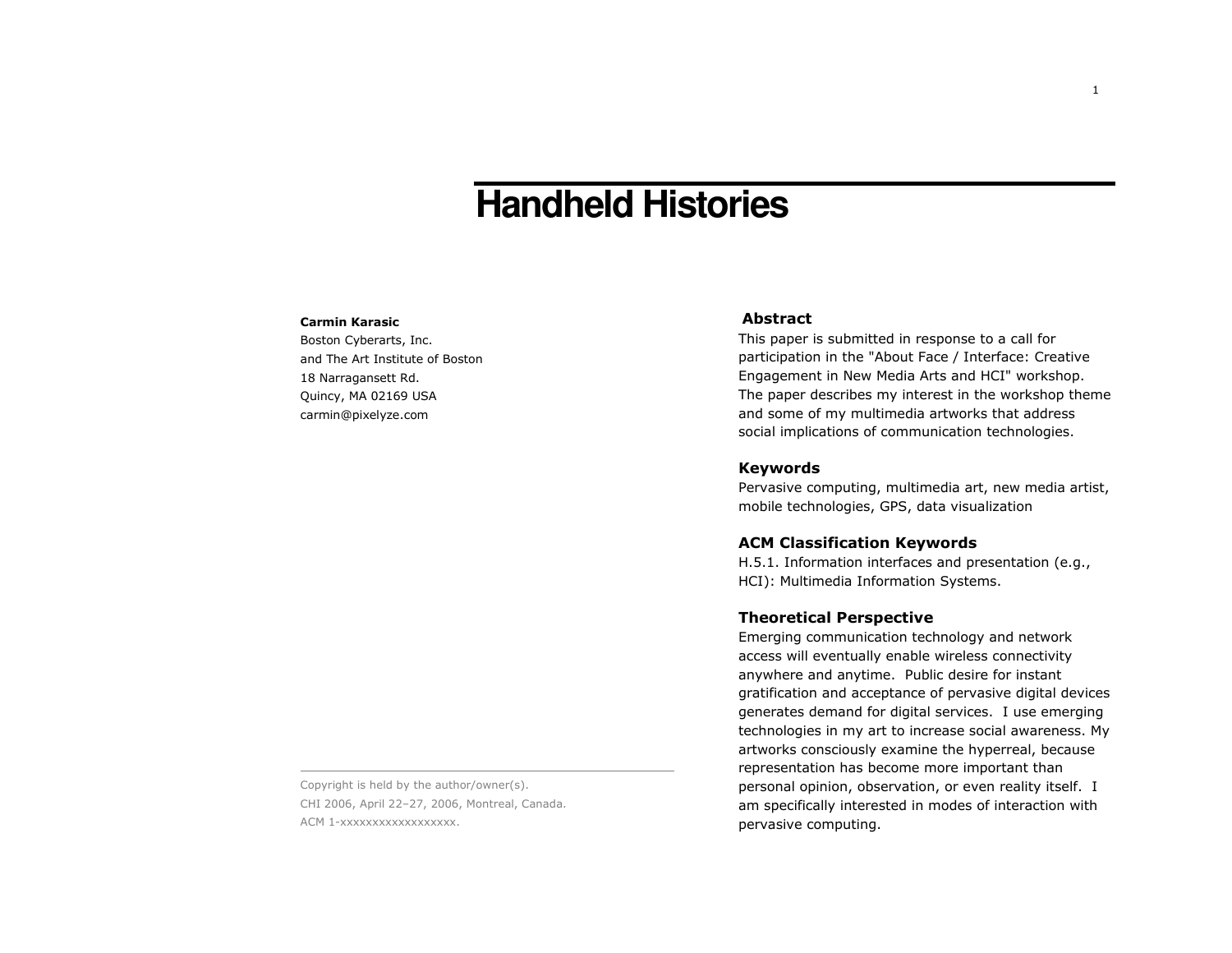# Handheld Histories

**Carmin Karasic**
Boston Cyberarts, Inc.
and The Art Institute of Boston
18 Narragansett Rd.
Quincy, MA 02169 USA
carmin@pixelyze.com

Copyright is held by the author/owner(s).
CHI 2006, April 22–27, 2006, Montreal, Canada.
ACM 1-xxxxxxxxxxxxxxxxxx.

## Abstract

This paper is submitted in response to a call for participation in the "About Face / Interface: Creative Engagement in New Media Arts and HCI" workshop. The paper describes my interest in the workshop theme and some of my multimedia artworks that address social implications of communication technologies.

## Keywords

Pervasive computing, multimedia art, new media artist, mobile technologies, GPS, data visualization

## ACM Classification Keywords

H.5.1. Information interfaces and presentation (e.g., HCI): Multimedia Information Systems.

## Theoretical Perspective

Emerging communication technology and network access will eventually enable wireless connectivity anywhere and anytime. Public desire for instant gratification and acceptance of pervasive digital devices generates demand for digital services. I use emerging technologies in my art to increase social awareness. My artworks consciously examine the hyperreal, because representation has become more important than personal opinion, observation, or even reality itself. I am specifically interested in modes of interaction with pervasive computing.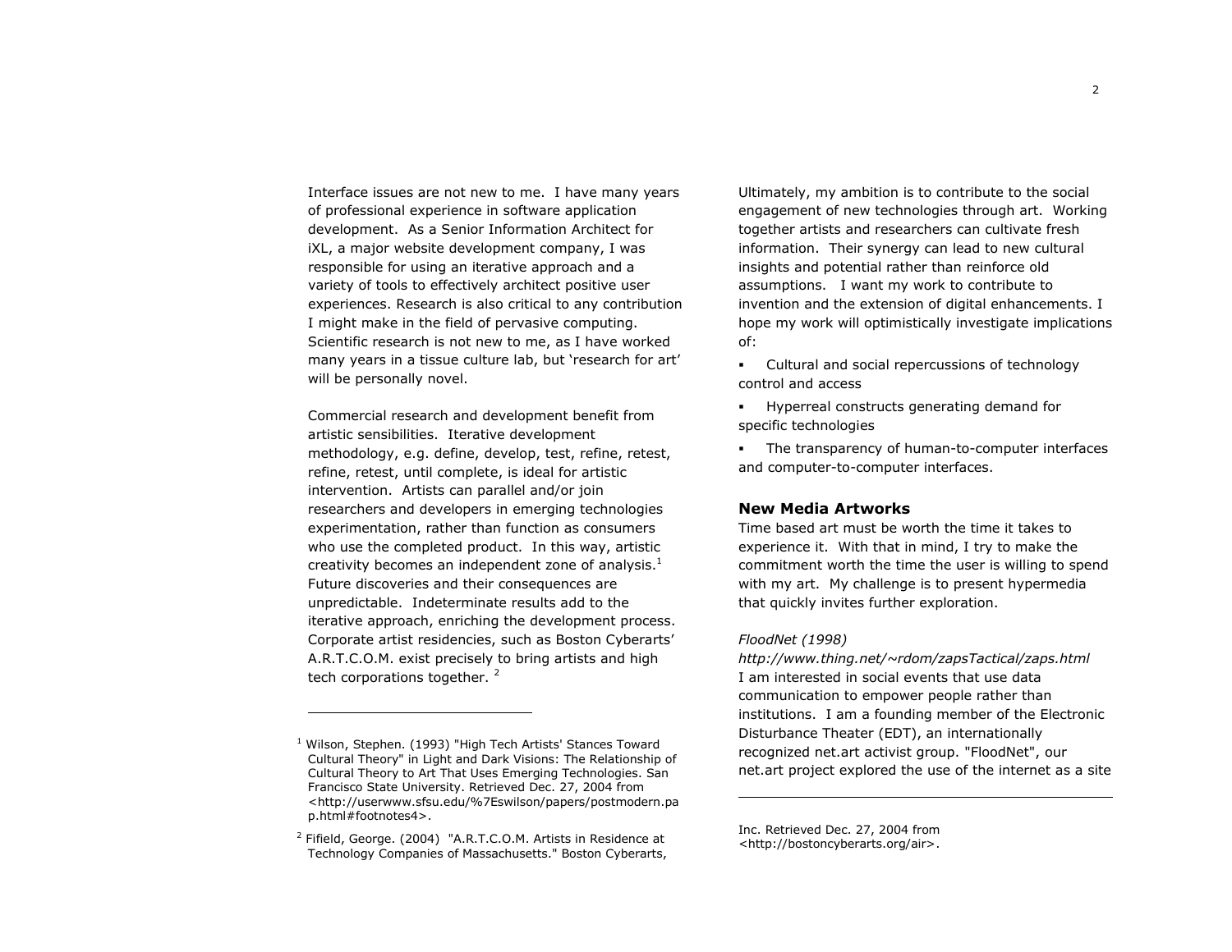Interface issues are not new to me. I have many years of professional experience in software application development. As a Senior Information Architect for iXL, a major website development company, I was responsible for using an iterative approach and a variety of tools to effectively architect positive user experiences. Research is also critical to any contribution I might make in the field of pervasive computing. Scientific research is not new to me, as I have worked many years in a tissue culture lab, but 'research for art' will be personally novel.

Commercial research and development benefit from artistic sensibilities. Iterative development methodology, e.g. define, develop, test, refine, retest, refine, retest, until complete, is ideal for artistic intervention. Artists can parallel and/or join researchers and developers in emerging technologies experimentation, rather than function as consumers who use the completed product. In this way, artistic creativity becomes an independent zone of analysis.[1] Future discoveries and their consequences are unpredictable. Indeterminate results add to the iterative approach, enriching the development process. Corporate artist residencies, such as Boston Cyberarts' A.R.T.C.O.M. exist precisely to bring artists and high tech corporations together. [2]

Ultimately, my ambition is to contribute to the social engagement of new technologies through art. Working together artists and researchers can cultivate fresh information. Their synergy can lead to new cultural insights and potential rather than reinforce old assumptions. I want my work to contribute to invention and the extension of digital enhancements. I hope my work will optimistically investigate implications of:

- Cultural and social repercussions of technology control and access
- Hyperreal constructs generating demand for specific technologies
- The transparency of human-to-computer interfaces and computer-to-computer interfaces.

### New Media Artworks

Time based art must be worth the time it takes to experience it. With that in mind, I try to make the commitment worth the time the user is willing to spend with my art. My challenge is to present hypermedia that quickly invites further exploration.

*FloodNet (1998)*
*http://www.thing.net/~rdom/zapsTactical/zaps.html*
I am interested in social events that use data communication to empower people rather than institutions. I am a founding member of the Electronic Disturbance Theater (EDT), an internationally recognized net.art activist group. "FloodNet", our net.art project explored the use of the internet as a site

---

[1] Wilson, Stephen. (1993) "High Tech Artists' Stances Toward Cultural Theory" in Light and Dark Visions: The Relationship of Cultural Theory to Art That Uses Emerging Technologies. San Francisco State University. Retrieved Dec. 27, 2004 from <http://userwww.sfsu.edu/%7Eswilson/papers/postmodern.pap.html#footnotes4>.

[2] Fifield, George. (2004) "A.R.T.C.O.M. Artists in Residence at Technology Companies of Massachusetts." Boston Cyberarts, Inc. Retrieved Dec. 27, 2004 from <http://bostoncyberarts.org/air>.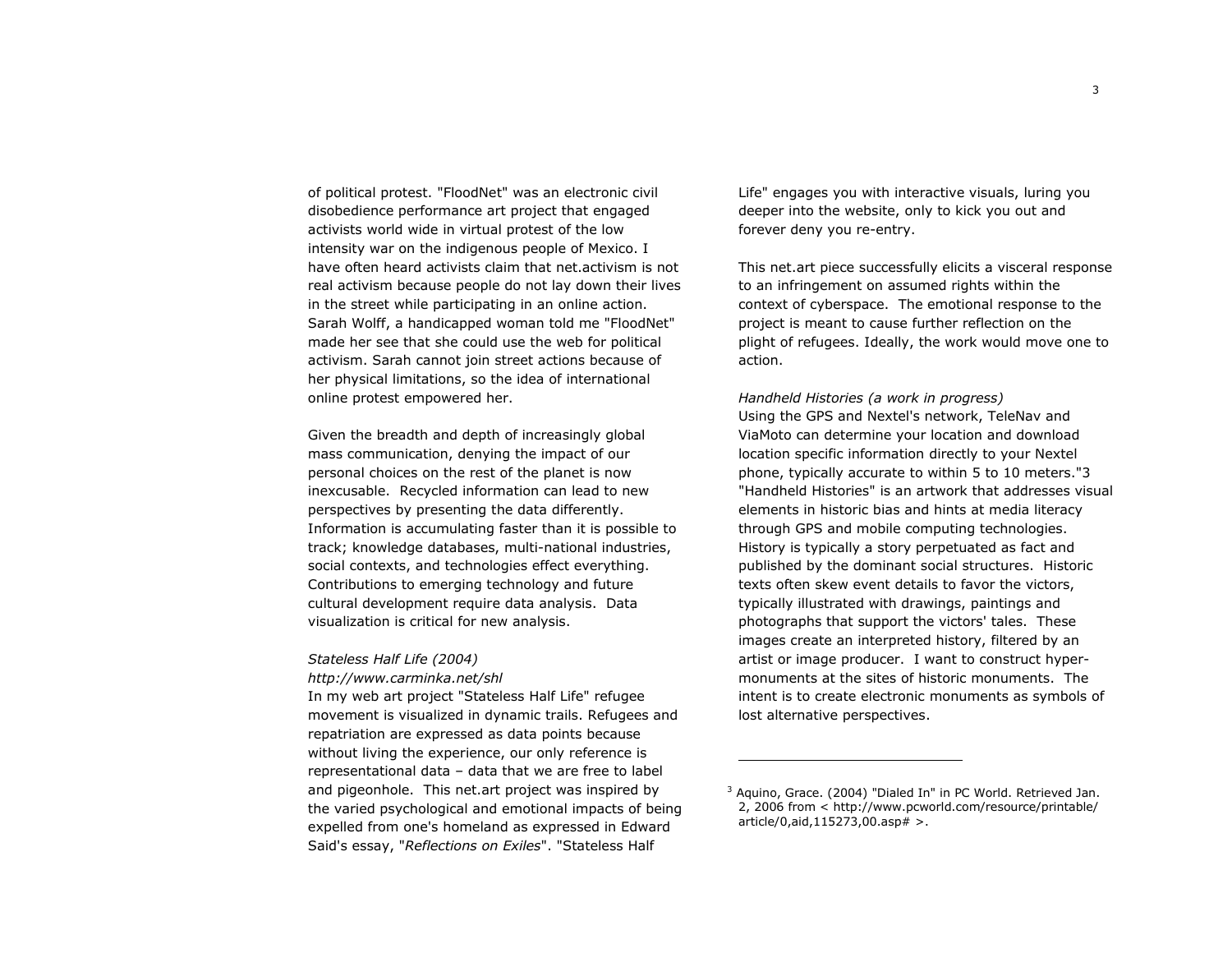of political protest. "FloodNet" was an electronic civil disobedience performance art project that engaged activists world wide in virtual protest of the low intensity war on the indigenous people of Mexico. I have often heard activists claim that net.activism is not real activism because people do not lay down their lives in the street while participating in an online action. Sarah Wolff, a handicapped woman told me "FloodNet" made her see that she could use the web for political activism. Sarah cannot join street actions because of her physical limitations, so the idea of international online protest empowered her.

Given the breadth and depth of increasingly global mass communication, denying the impact of our personal choices on the rest of the planet is now inexcusable. Recycled information can lead to new perspectives by presenting the data differently. Information is accumulating faster than it is possible to track; knowledge databases, multi-national industries, social contexts, and technologies effect everything. Contributions to emerging technology and future cultural development require data analysis. Data visualization is critical for new analysis.

*Stateless Half Life (2004)*
*http://www.carminka.net/shl*
In my web art project "Stateless Half Life" refugee movement is visualized in dynamic trails. Refugees and repatriation are expressed as data points because without living the experience, our only reference is representational data – data that we are free to label and pigeonhole. This net.art project was inspired by the varied psychological and emotional impacts of being expelled from one's homeland as expressed in Edward Said's essay, "*Reflections on Exiles*". "Stateless Half Life" engages you with interactive visuals, luring you deeper into the website, only to kick you out and forever deny you re-entry.

This net.art piece successfully elicits a visceral response to an infringement on assumed rights within the context of cyberspace. The emotional response to the project is meant to cause further reflection on the plight of refugees. Ideally, the work would move one to action.

*Handheld Histories (a work in progress)*
Using the GPS and Nextel's network, TeleNav and ViaMoto can determine your location and download location specific information directly to your Nextel phone, typically accurate to within 5 to 10 meters."3 "Handheld Histories" is an artwork that addresses visual elements in historic bias and hints at media literacy through GPS and mobile computing technologies. History is typically a story perpetuated as fact and published by the dominant social structures. Historic texts often skew event details to favor the victors, typically illustrated with drawings, paintings and photographs that support the victors' tales. These images create an interpreted history, filtered by an artist or image producer. I want to construct hyper-monuments at the sites of historic monuments. The intent is to create electronic monuments as symbols of lost alternative perspectives.

---

[3] Aquino, Grace. (2004) "Dialed In" in PC World. Retrieved Jan. 2, 2006 from < http://www.pcworld.com/resource/printable/article/0,aid,115273,00.asp# >.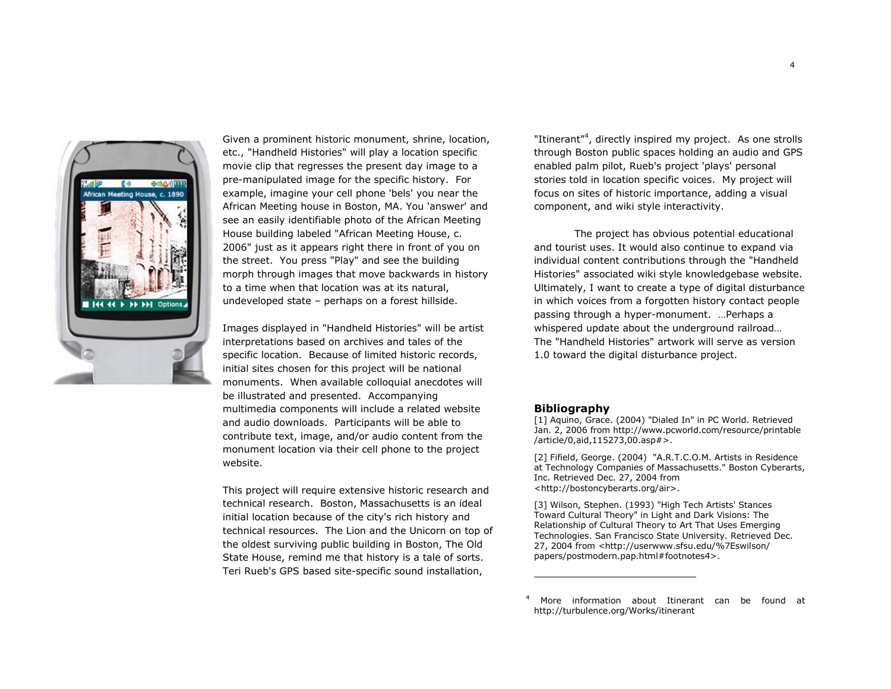Given a prominent historic monument, shrine, location, etc., "Handheld Histories" will play a location specific movie clip that regresses the present day image to a pre-manipulated image for the specific history. For example, imagine your cell phone 'bels' you near the African Meeting house in Boston, MA. You 'answer' and see an easily identifiable photo of the African Meeting House building labeled "African Meeting House, c. 2006" just as it appears right there in front of you on the street. You press "Play" and see the building morph through images that move backwards in history to a time when that location was at its natural, undeveloped state – perhaps on a forest hillside.

Images displayed in "Handheld Histories" will be artist interpretations based on archives and tales of the specific location. Because of limited historic records, initial sites chosen for this project will be national monuments. When available colloquial anecdotes will be illustrated and presented. Accompanying multimedia components will include a related website and audio downloads. Participants will be able to contribute text, image, and/or audio content from the monument location via their cell phone to the project website.

This project will require extensive historic research and technical research. Boston, Massachusetts is an ideal initial location because of the city's rich history and technical resources. The Lion and the Unicorn on top of the oldest surviving public building in Boston, The Old State House, remind me that history is a tale of sorts. Teri Rueb's GPS based site-specific sound installation, "Itinerant"[4], directly inspired my project. As one strolls through Boston public spaces holding an audio and GPS enabled palm pilot, Rueb's project 'plays' personal stories told in location specific voices. My project will focus on sites of historic importance, adding a visual component, and wiki style interactivity.

The project has obvious potential educational and tourist uses. It would also continue to expand via individual content contributions through the "Handheld Histories" associated wiki style knowledgebase website. Ultimately, I want to create a type of digital disturbance in which voices from a forgotten history contact people passing through a hyper-monument. …Perhaps a whispered update about the underground railroad… The "Handheld Histories" artwork will serve as version 1.0 toward the digital disturbance project.

## Bibliography

[1] Aquino, Grace. (2004) "Dialed In" in PC World. Retrieved Jan. 2, 2006 from http://www.pcworld.com/resource/printable/article/0,aid,115273,00.asp#>.

[2] Fifield, George. (2004) "A.R.T.C.O.M. Artists in Residence at Technology Companies of Massachusetts." Boston Cyberarts, Inc. Retrieved Dec. 27, 2004 from <http://bostoncyberarts.org/air>.

[3] Wilson, Stephen. (1993) "High Tech Artists' Stances Toward Cultural Theory" in Light and Dark Visions: The Relationship of Cultural Theory to Art That Uses Emerging Technologies. San Francisco State University. Retrieved Dec. 27, 2004 from <http://userwww.sfsu.edu/%7Eswilson/papers/postmodern.pap.html#footnotes4>.

---

[4] More information about Itinerant can be found at http://turbulence.org/Works/itinerant